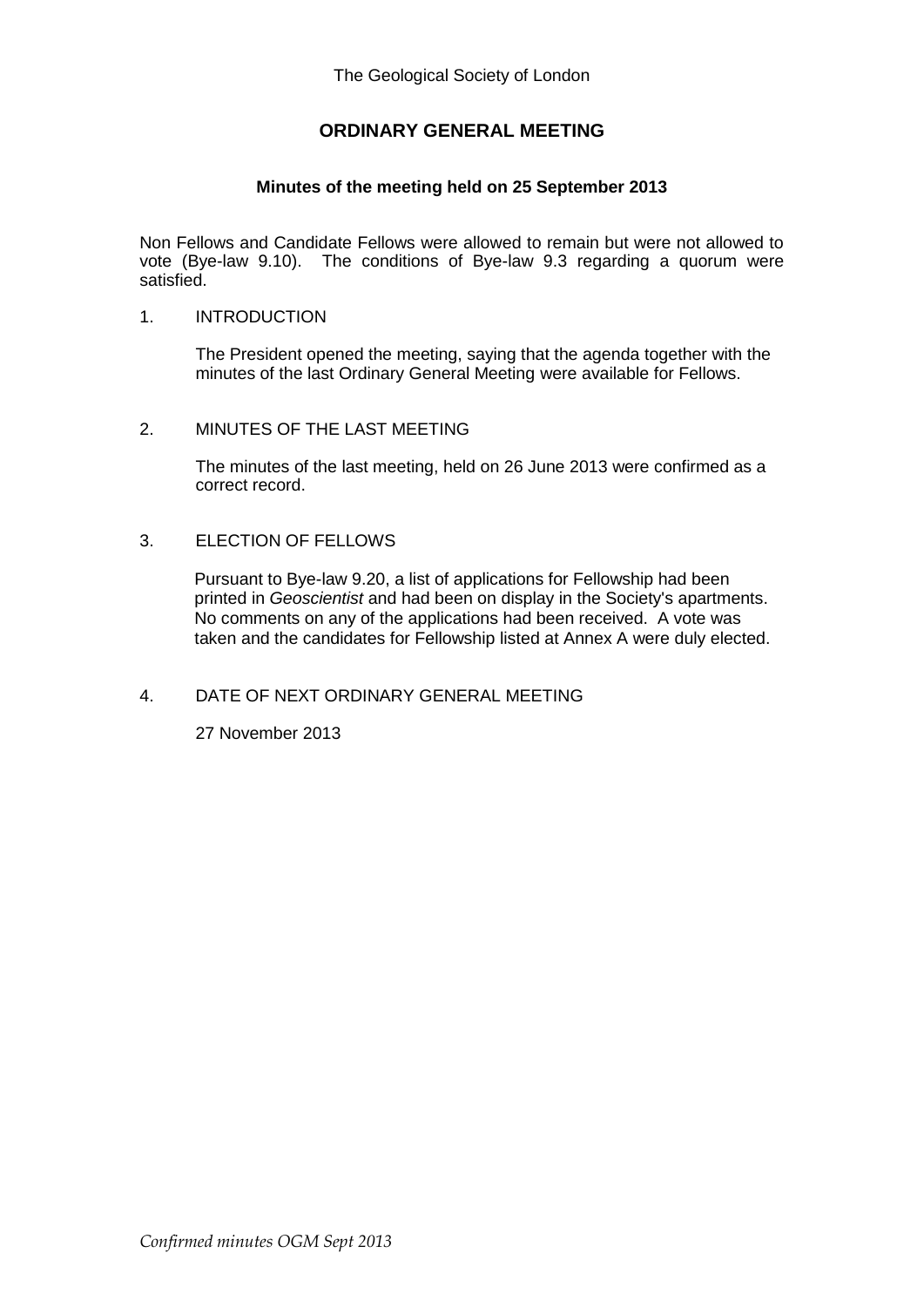The Geological Society of London

# ORDINARY GENERAL MEETING

## Minutes of the meeting held on 25 September 2013

Non Fellows and Candidate Fellows were allowed to remain but were not allowed to vote (Bye-law 9.10). The conditions of Bye-law 9.3 regarding a quorum were satisfied.

1. INTRODUCTION

   The President opened the meeting, saying that the agenda together with the minutes of the last Ordinary General Meeting were available for Fellows.

2. MINUTES OF THE LAST MEETING

   The minutes of the last meeting, held on 26 June 2013 were confirmed as a correct record.

3. ELECTION OF FELLOWS

   Pursuant to Bye-law 9.20, a list of applications for Fellowship had been printed in *Geoscientist* and had been on display in the Society's apartments. No comments on any of the applications had been received. A vote was taken and the candidates for Fellowship listed at Annex A were duly elected.

4. DATE OF NEXT ORDINARY GENERAL MEETING

   27 November 2013

*Confirmed minutes OGM Sept 2013*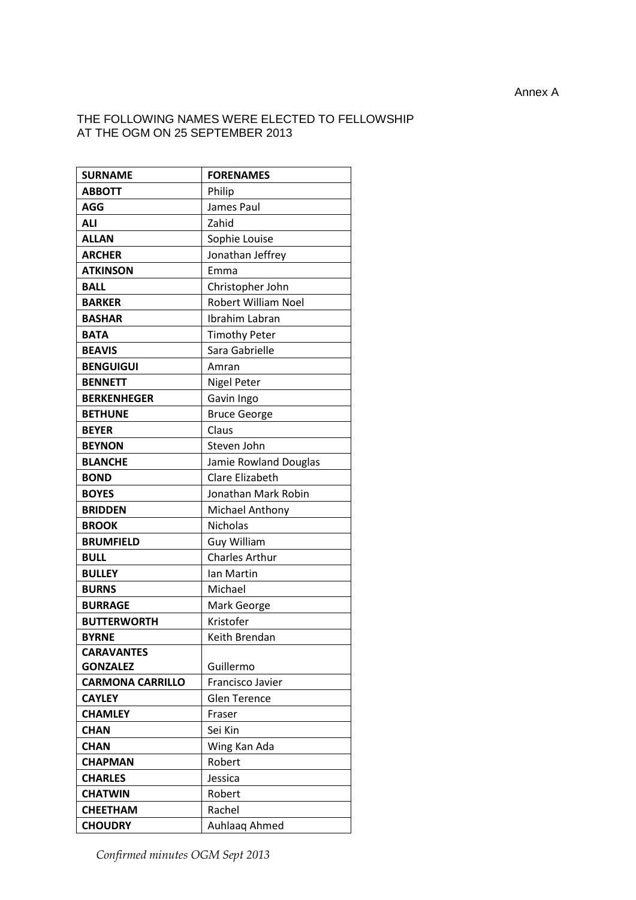Annex A

THE FOLLOWING NAMES WERE ELECTED TO FELLOWSHIP AT THE OGM ON 25 SEPTEMBER 2013

| SURNAME | FORENAMES |
|---|---|
| **ABBOTT** | Philip |
| **AGG** | James Paul |
| **ALI** | Zahid |
| **ALLAN** | Sophie Louise |
| **ARCHER** | Jonathan Jeffrey |
| **ATKINSON** | Emma |
| **BALL** | Christopher John |
| **BARKER** | Robert William Noel |
| **BASHAR** | Ibrahim Labran |
| **BATA** | Timothy Peter |
| **BEAVIS** | Sara Gabrielle |
| **BENGUIGUI** | Amran |
| **BENNETT** | Nigel Peter |
| **BERKENHEGER** | Gavin Ingo |
| **BETHUNE** | Bruce George |
| **BEYER** | Claus |
| **BEYNON** | Steven John |
| **BLANCHE** | Jamie Rowland Douglas |
| **BOND** | Clare Elizabeth |
| **BOYES** | Jonathan Mark Robin |
| **BRIDDEN** | Michael Anthony |
| **BROOK** | Nicholas |
| **BRUMFIELD** | Guy William |
| **BULL** | Charles Arthur |
| **BULLEY** | Ian Martin |
| **BURNS** | Michael |
| **BURRAGE** | Mark George |
| **BUTTERWORTH** | Kristofer |
| **BYRNE** | Keith Brendan |
| **CARAVANTES GONZALEZ** | Guillermo |
| **CARMONA CARRILLO** | Francisco Javier |
| **CAYLEY** | Glen Terence |
| **CHAMLEY** | Fraser |
| **CHAN** | Sei Kin |
| **CHAN** | Wing Kan Ada |
| **CHAPMAN** | Robert |
| **CHARLES** | Jessica |
| **CHATWIN** | Robert |
| **CHEETHAM** | Rachel |
| **CHOUDRY** | Auhlaaq Ahmed |

*Confirmed minutes OGM Sept 2013*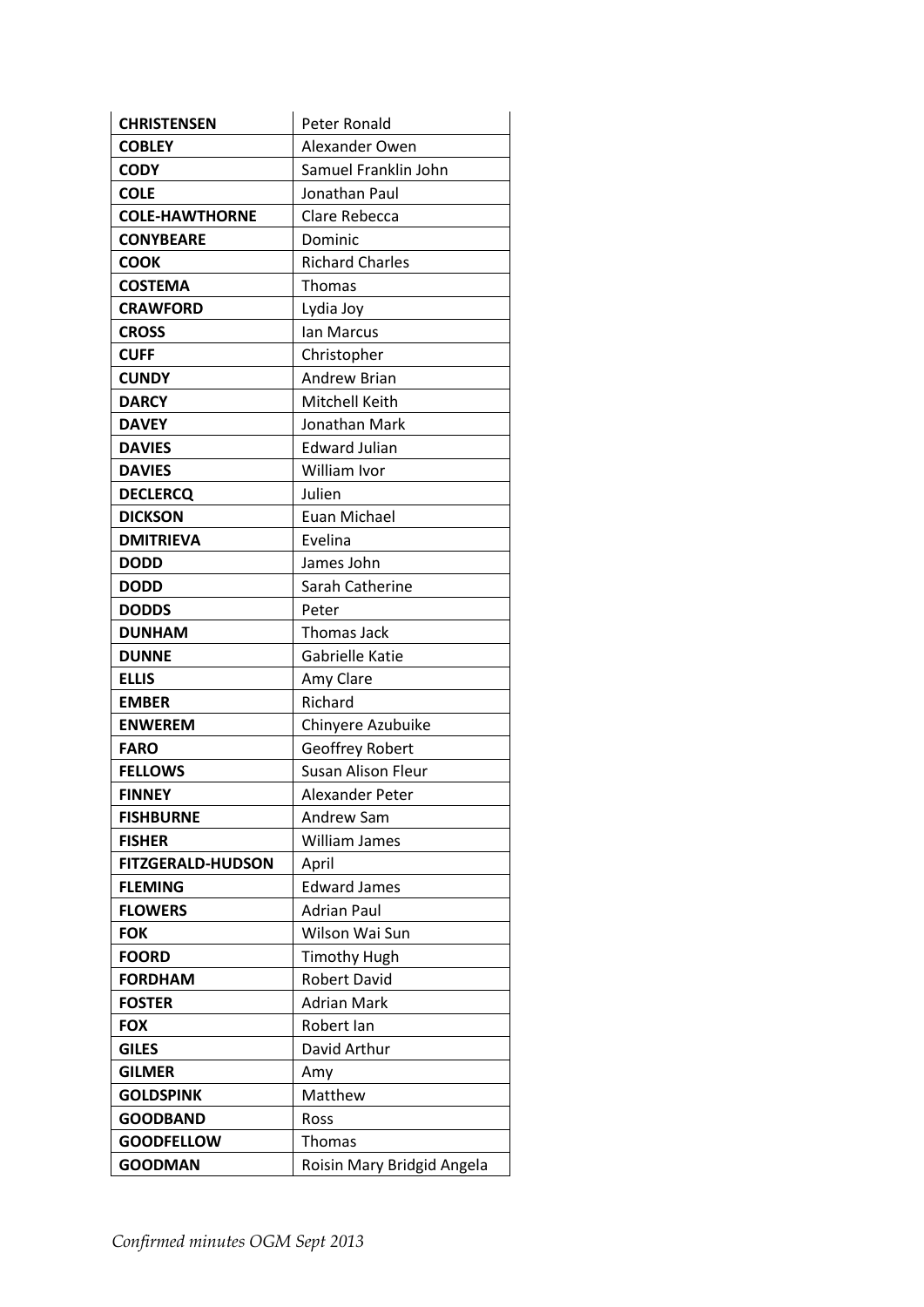| **CHRISTENSEN** | Peter Ronald |
|---|---|
| **COBLEY** | Alexander Owen |
| **CODY** | Samuel Franklin John |
| **COLE** | Jonathan Paul |
| **COLE-HAWTHORNE** | Clare Rebecca |
| **CONYBEARE** | Dominic |
| **COOK** | Richard Charles |
| **COSTEMA** | Thomas |
| **CRAWFORD** | Lydia Joy |
| **CROSS** | Ian Marcus |
| **CUFF** | Christopher |
| **CUNDY** | Andrew Brian |
| **DARCY** | Mitchell Keith |
| **DAVEY** | Jonathan Mark |
| **DAVIES** | Edward Julian |
| **DAVIES** | William Ivor |
| **DECLERCQ** | Julien |
| **DICKSON** | Euan Michael |
| **DMITRIEVA** | Evelina |
| **DODD** | James John |
| **DODD** | Sarah Catherine |
| **DODDS** | Peter |
| **DUNHAM** | Thomas Jack |
| **DUNNE** | Gabrielle Katie |
| **ELLIS** | Amy Clare |
| **EMBER** | Richard |
| **ENWEREM** | Chinyere Azubuike |
| **FARO** | Geoffrey Robert |
| **FELLOWS** | Susan Alison Fleur |
| **FINNEY** | Alexander Peter |
| **FISHBURNE** | Andrew Sam |
| **FISHER** | William James |
| **FITZGERALD-HUDSON** | April |
| **FLEMING** | Edward James |
| **FLOWERS** | Adrian Paul |
| **FOK** | Wilson Wai Sun |
| **FOORD** | Timothy Hugh |
| **FORDHAM** | Robert David |
| **FOSTER** | Adrian Mark |
| **FOX** | Robert Ian |
| **GILES** | David Arthur |
| **GILMER** | Amy |
| **GOLDSPINK** | Matthew |
| **GOODBAND** | Ross |
| **GOODFELLOW** | Thomas |
| **GOODMAN** | Roisin Mary Bridgid Angela |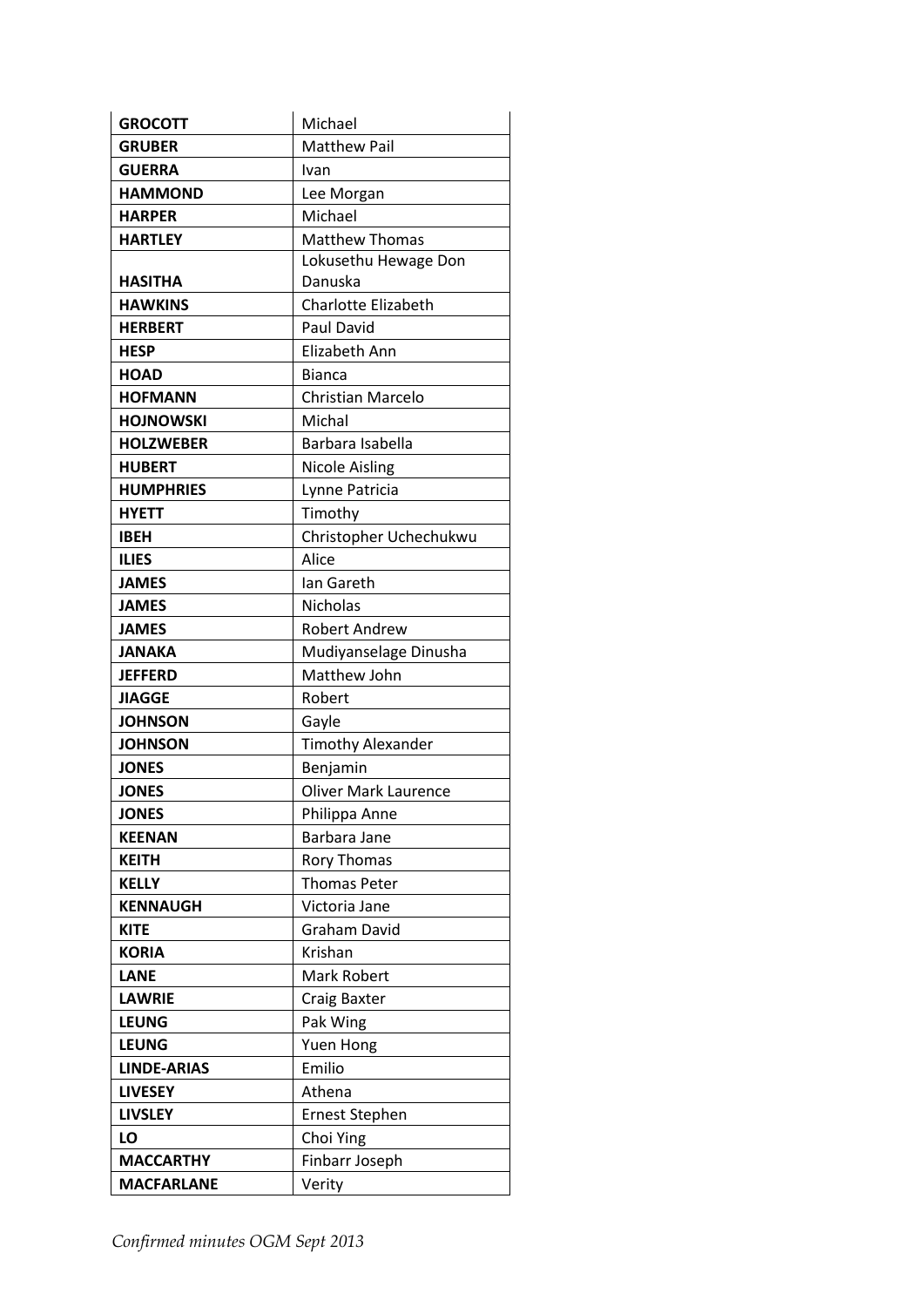| | |
|---|---|
| **GROCOTT** | Michael |
| **GRUBER** | Matthew Pail |
| **GUERRA** | Ivan |
| **HAMMOND** | Lee Morgan |
| **HARPER** | Michael |
| **HARTLEY** | Matthew Thomas |
| **HASITHA** | Lokusethu Hewage Don Danuska |
| **HAWKINS** | Charlotte Elizabeth |
| **HERBERT** | Paul David |
| **HESP** | Elizabeth Ann |
| **HOAD** | Bianca |
| **HOFMANN** | Christian Marcelo |
| **HOJNOWSKI** | Michal |
| **HOLZWEBER** | Barbara Isabella |
| **HUBERT** | Nicole Aisling |
| **HUMPHRIES** | Lynne Patricia |
| **HYETT** | Timothy |
| **IBEH** | Christopher Uchechukwu |
| **ILIES** | Alice |
| **JAMES** | Ian Gareth |
| **JAMES** | Nicholas |
| **JAMES** | Robert Andrew |
| **JANAKA** | Mudiyanselage Dinusha |
| **JEFFERD** | Matthew John |
| **JIAGGE** | Robert |
| **JOHNSON** | Gayle |
| **JOHNSON** | Timothy Alexander |
| **JONES** | Benjamin |
| **JONES** | Oliver Mark Laurence |
| **JONES** | Philippa Anne |
| **KEENAN** | Barbara Jane |
| **KEITH** | Rory Thomas |
| **KELLY** | Thomas Peter |
| **KENNAUGH** | Victoria Jane |
| **KITE** | Graham David |
| **KORIA** | Krishan |
| **LANE** | Mark Robert |
| **LAWRIE** | Craig Baxter |
| **LEUNG** | Pak Wing |
| **LEUNG** | Yuen Hong |
| **LINDE-ARIAS** | Emilio |
| **LIVESEY** | Athena |
| **LIVSLEY** | Ernest Stephen |
| **LO** | Choi Ying |
| **MACCARTHY** | Finbarr Joseph |
| **MACFARLANE** | Verity |

*Confirmed minutes OGM Sept 2013*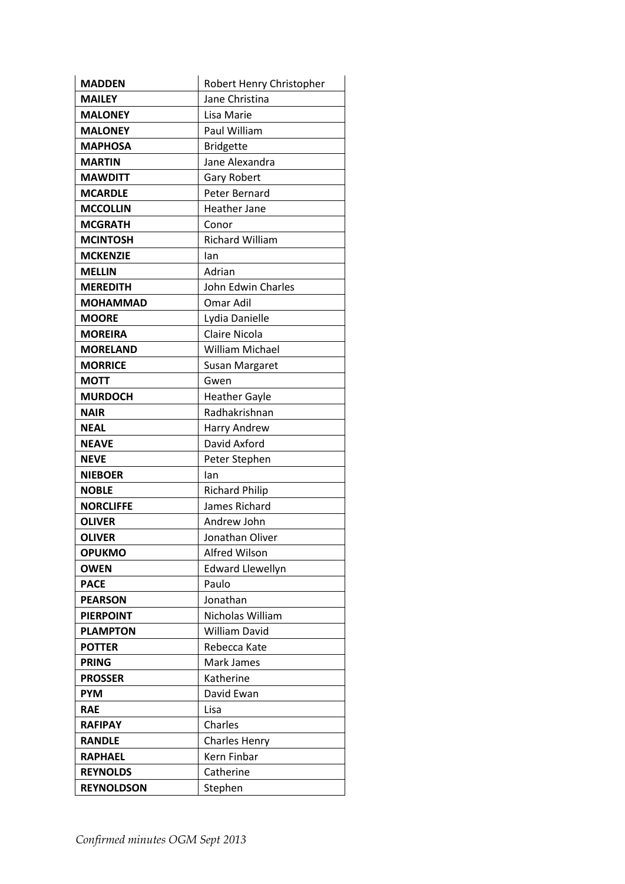| **MADDEN** | Robert Henry Christopher |
|---|---|
| **MAILEY** | Jane Christina |
| **MALONEY** | Lisa Marie |
| **MALONEY** | Paul William |
| **MAPHOSA** | Bridgette |
| **MARTIN** | Jane Alexandra |
| **MAWDITT** | Gary Robert |
| **MCARDLE** | Peter Bernard |
| **MCCOLLIN** | Heather Jane |
| **MCGRATH** | Conor |
| **MCINTOSH** | Richard William |
| **MCKENZIE** | Ian |
| **MELLIN** | Adrian |
| **MEREDITH** | John Edwin Charles |
| **MOHAMMAD** | Omar Adil |
| **MOORE** | Lydia Danielle |
| **MOREIRA** | Claire Nicola |
| **MORELAND** | William Michael |
| **MORRICE** | Susan Margaret |
| **MOTT** | Gwen |
| **MURDOCH** | Heather Gayle |
| **NAIR** | Radhakrishnan |
| **NEAL** | Harry Andrew |
| **NEAVE** | David Axford |
| **NEVE** | Peter Stephen |
| **NIEBOER** | Ian |
| **NOBLE** | Richard Philip |
| **NORCLIFFE** | James Richard |
| **OLIVER** | Andrew John |
| **OLIVER** | Jonathan Oliver |
| **OPUKMO** | Alfred Wilson |
| **OWEN** | Edward Llewellyn |
| **PACE** | Paulo |
| **PEARSON** | Jonathan |
| **PIERPOINT** | Nicholas William |
| **PLAMPTON** | William David |
| **POTTER** | Rebecca Kate |
| **PRING** | Mark James |
| **PROSSER** | Katherine |
| **PYM** | David Ewan |
| **RAE** | Lisa |
| **RAFIPAY** | Charles |
| **RANDLE** | Charles Henry |
| **RAPHAEL** | Kern Finbar |
| **REYNOLDS** | Catherine |
| **REYNOLDSON** | Stephen |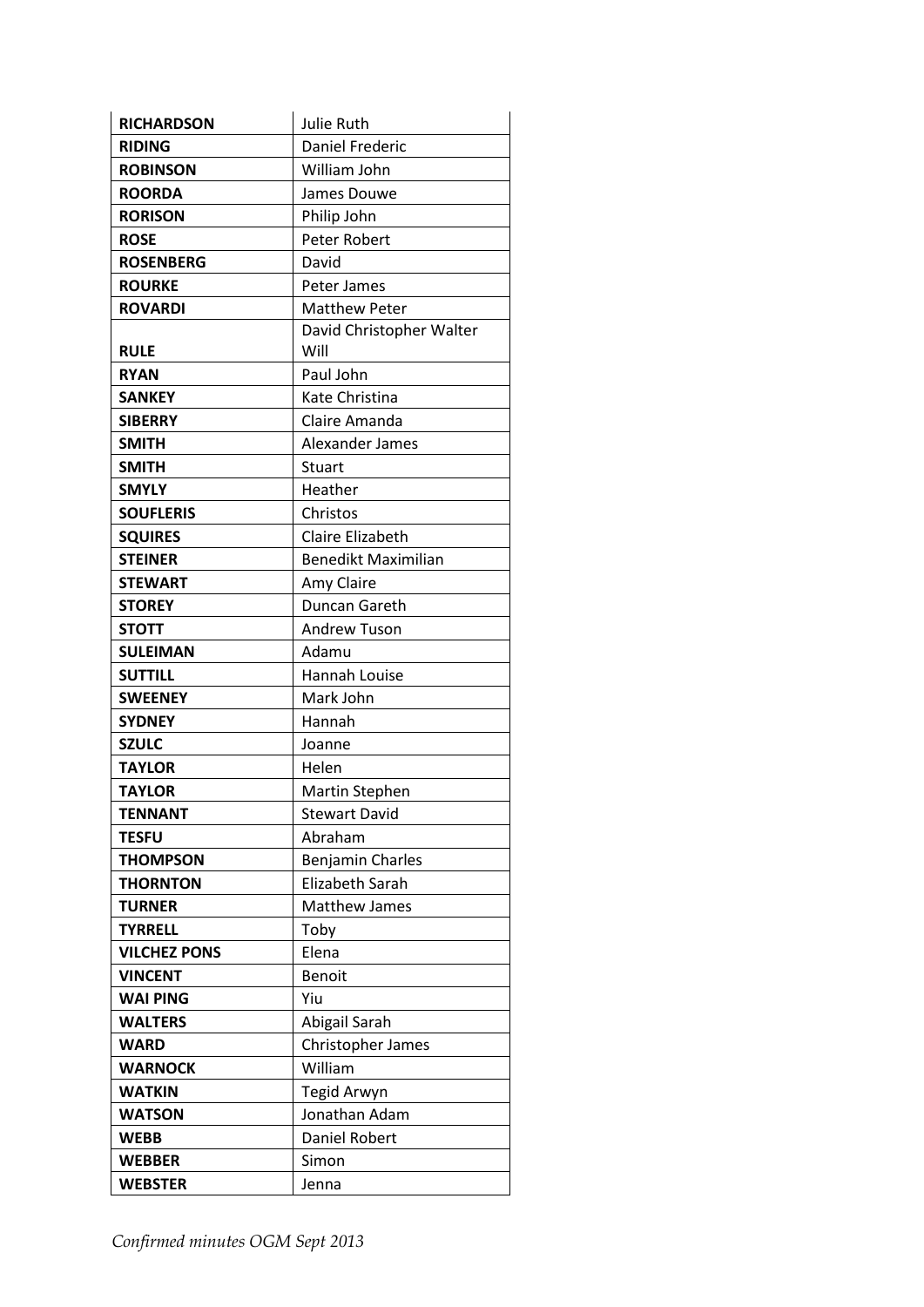| **RICHARDSON** | Julie Ruth |
|---|---|
| **RIDING** | Daniel Frederic |
| **ROBINSON** | William John |
| **ROORDA** | James Douwe |
| **RORISON** | Philip John |
| **ROSE** | Peter Robert |
| **ROSENBERG** | David |
| **ROURKE** | Peter James |
| **ROVARDI** | Matthew Peter |
| **RULE** | David Christopher Walter Will |
| **RYAN** | Paul John |
| **SANKEY** | Kate Christina |
| **SIBERRY** | Claire Amanda |
| **SMITH** | Alexander James |
| **SMITH** | Stuart |
| **SMYLY** | Heather |
| **SOUFLERIS** | Christos |
| **SQUIRES** | Claire Elizabeth |
| **STEINER** | Benedikt Maximilian |
| **STEWART** | Amy Claire |
| **STOREY** | Duncan Gareth |
| **STOTT** | Andrew Tuson |
| **SULEIMAN** | Adamu |
| **SUTTILL** | Hannah Louise |
| **SWEENEY** | Mark John |
| **SYDNEY** | Hannah |
| **SZULC** | Joanne |
| **TAYLOR** | Helen |
| **TAYLOR** | Martin Stephen |
| **TENNANT** | Stewart David |
| **TESFU** | Abraham |
| **THOMPSON** | Benjamin Charles |
| **THORNTON** | Elizabeth Sarah |
| **TURNER** | Matthew James |
| **TYRRELL** | Toby |
| **VILCHEZ PONS** | Elena |
| **VINCENT** | Benoit |
| **WAI PING** | Yiu |
| **WALTERS** | Abigail Sarah |
| **WARD** | Christopher James |
| **WARNOCK** | William |
| **WATKIN** | Tegid Arwyn |
| **WATSON** | Jonathan Adam |
| **WEBB** | Daniel Robert |
| **WEBBER** | Simon |
| **WEBSTER** | Jenna |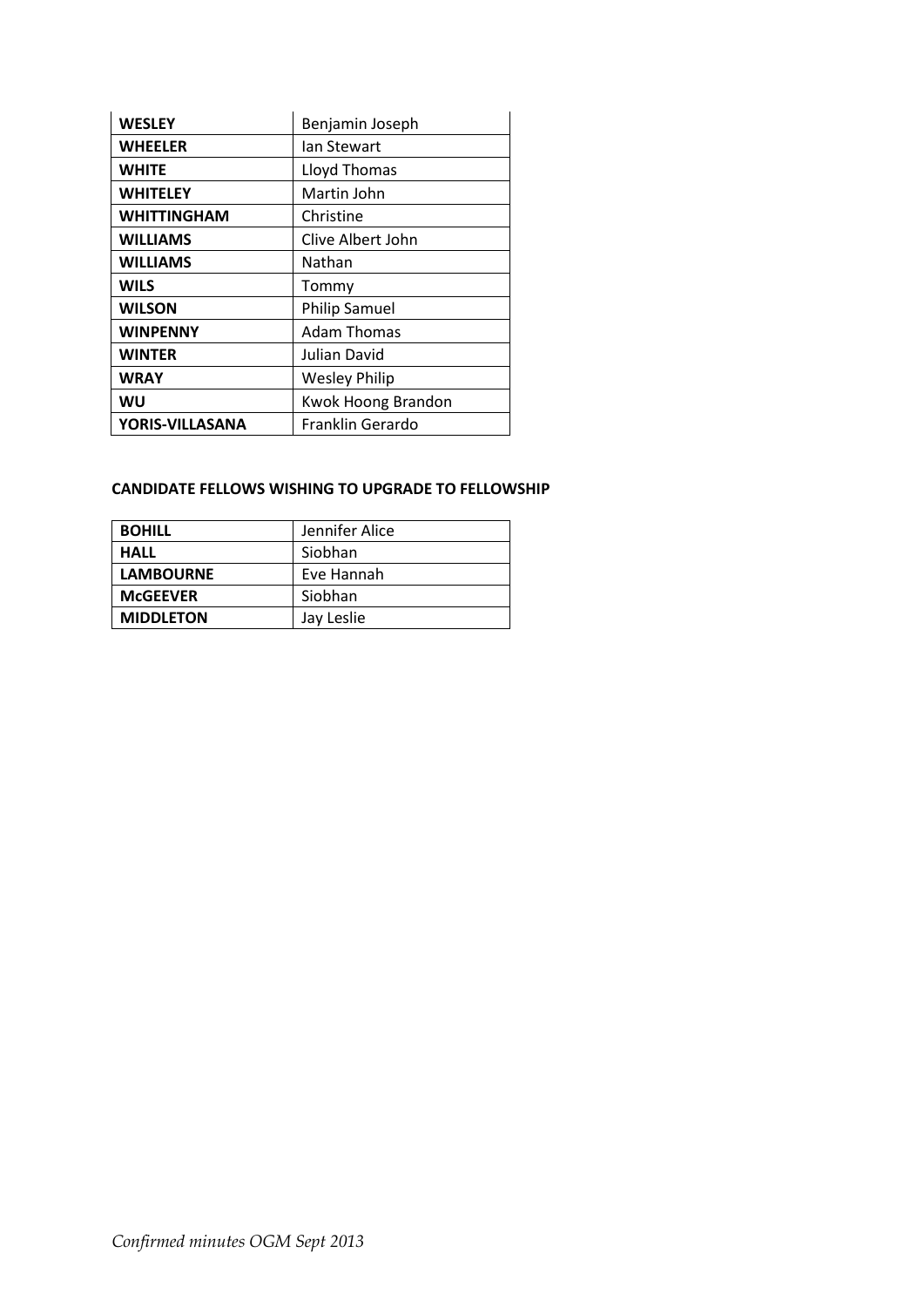| | |
|---|---|
| **WESLEY** | Benjamin Joseph |
| **WHEELER** | Ian Stewart |
| **WHITE** | Lloyd Thomas |
| **WHITELEY** | Martin John |
| **WHITTINGHAM** | Christine |
| **WILLIAMS** | Clive Albert John |
| **WILLIAMS** | Nathan |
| **WILS** | Tommy |
| **WILSON** | Philip Samuel |
| **WINPENNY** | Adam Thomas |
| **WINTER** | Julian David |
| **WRAY** | Wesley Philip |
| **WU** | Kwok Hoong Brandon |
| **YORIS-VILLASANA** | Franklin Gerardo |

**CANDIDATE FELLOWS WISHING TO UPGRADE TO FELLOWSHIP**

| | |
|---|---|
| **BOHILL** | Jennifer Alice |
| **HALL** | Siobhan |
| **LAMBOURNE** | Eve Hannah |
| **McGEEVER** | Siobhan |
| **MIDDLETON** | Jay Leslie |